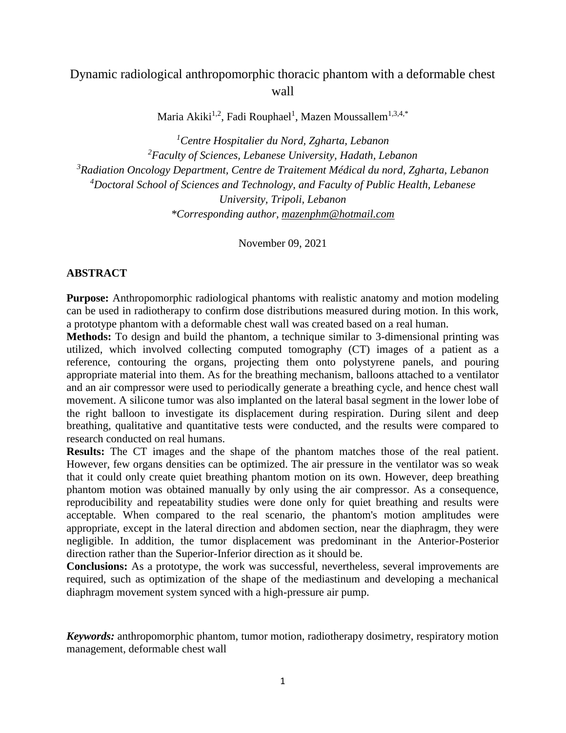# Dynamic radiological anthropomorphic thoracic phantom with a deformable chest wall

Maria Akiki[1,2], Fadi Rouphael[1], Mazen Moussallem[1,3,4,*]

[1]*Centre Hospitalier du Nord, Zgharta, Lebanon*
[2]*Faculty of Sciences, Lebanese University, Hadath, Lebanon*
[3]*Radiation Oncology Department, Centre de Traitement Médical du nord, Zgharta, Lebanon*
[4]*Doctoral School of Sciences and Technology, and Faculty of Public Health, Lebanese University, Tripoli, Lebanon*
*\*Corresponding author, mazenphm@hotmail.com*

November 09, 2021

## ABSTRACT

**Purpose:** Anthropomorphic radiological phantoms with realistic anatomy and motion modeling can be used in radiotherapy to confirm dose distributions measured during motion. In this work, a prototype phantom with a deformable chest wall was created based on a real human.

**Methods:** To design and build the phantom, a technique similar to 3-dimensional printing was utilized, which involved collecting computed tomography (CT) images of a patient as a reference, contouring the organs, projecting them onto polystyrene panels, and pouring appropriate material into them. As for the breathing mechanism, balloons attached to a ventilator and an air compressor were used to periodically generate a breathing cycle, and hence chest wall movement. A silicone tumor was also implanted on the lateral basal segment in the lower lobe of the right balloon to investigate its displacement during respiration. During silent and deep breathing, qualitative and quantitative tests were conducted, and the results were compared to research conducted on real humans.

**Results:** The CT images and the shape of the phantom matches those of the real patient. However, few organs densities can be optimized. The air pressure in the ventilator was so weak that it could only create quiet breathing phantom motion on its own. However, deep breathing phantom motion was obtained manually by only using the air compressor. As a consequence, reproducibility and repeatability studies were done only for quiet breathing and results were acceptable. When compared to the real scenario, the phantom's motion amplitudes were appropriate, except in the lateral direction and abdomen section, near the diaphragm, they were negligible. In addition, the tumor displacement was predominant in the Anterior-Posterior direction rather than the Superior-Inferior direction as it should be.

**Conclusions:** As a prototype, the work was successful, nevertheless, several improvements are required, such as optimization of the shape of the mediastinum and developing a mechanical diaphragm movement system synced with a high-pressure air pump.

***Keywords:*** anthropomorphic phantom, tumor motion, radiotherapy dosimetry, respiratory motion management, deformable chest wall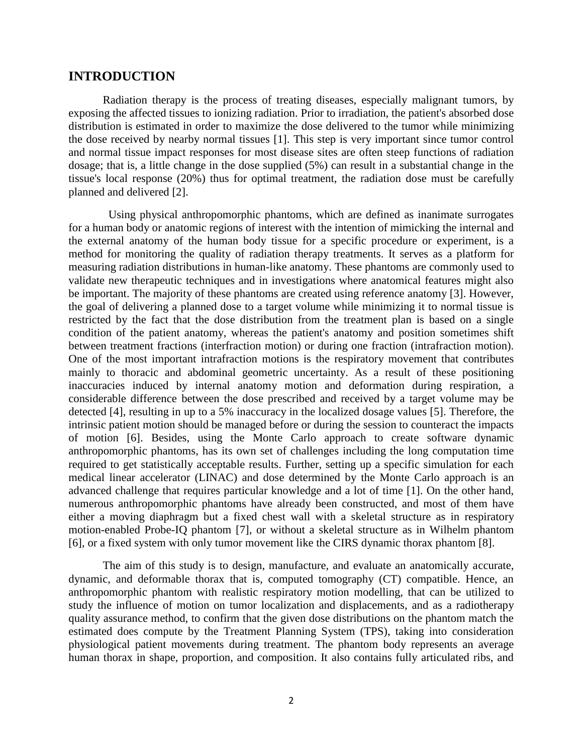## INTRODUCTION

Radiation therapy is the process of treating diseases, especially malignant tumors, by exposing the affected tissues to ionizing radiation. Prior to irradiation, the patient's absorbed dose distribution is estimated in order to maximize the dose delivered to the tumor while minimizing the dose received by nearby normal tissues [1]. This step is very important since tumor control and normal tissue impact responses for most disease sites are often steep functions of radiation dosage; that is, a little change in the dose supplied (5%) can result in a substantial change in the tissue's local response (20%) thus for optimal treatment, the radiation dose must be carefully planned and delivered [2].

Using physical anthropomorphic phantoms, which are defined as inanimate surrogates for a human body or anatomic regions of interest with the intention of mimicking the internal and the external anatomy of the human body tissue for a specific procedure or experiment, is a method for monitoring the quality of radiation therapy treatments. It serves as a platform for measuring radiation distributions in human-like anatomy. These phantoms are commonly used to validate new therapeutic techniques and in investigations where anatomical features might also be important. The majority of these phantoms are created using reference anatomy [3]. However, the goal of delivering a planned dose to a target volume while minimizing it to normal tissue is restricted by the fact that the dose distribution from the treatment plan is based on a single condition of the patient anatomy, whereas the patient's anatomy and position sometimes shift between treatment fractions (interfraction motion) or during one fraction (intrafraction motion). One of the most important intrafraction motions is the respiratory movement that contributes mainly to thoracic and abdominal geometric uncertainty. As a result of these positioning inaccuracies induced by internal anatomy motion and deformation during respiration, a considerable difference between the dose prescribed and received by a target volume may be detected [4], resulting in up to a 5% inaccuracy in the localized dosage values [5]. Therefore, the intrinsic patient motion should be managed before or during the session to counteract the impacts of motion [6]. Besides, using the Monte Carlo approach to create software dynamic anthropomorphic phantoms, has its own set of challenges including the long computation time required to get statistically acceptable results. Further, setting up a specific simulation for each medical linear accelerator (LINAC) and dose determined by the Monte Carlo approach is an advanced challenge that requires particular knowledge and a lot of time [1]. On the other hand, numerous anthropomorphic phantoms have already been constructed, and most of them have either a moving diaphragm but a fixed chest wall with a skeletal structure as in respiratory motion-enabled Probe-IQ phantom [7], or without a skeletal structure as in Wilhelm phantom [6], or a fixed system with only tumor movement like the CIRS dynamic thorax phantom [8].

The aim of this study is to design, manufacture, and evaluate an anatomically accurate, dynamic, and deformable thorax that is, computed tomography (CT) compatible. Hence, an anthropomorphic phantom with realistic respiratory motion modelling, that can be utilized to study the influence of motion on tumor localization and displacements, and as a radiotherapy quality assurance method, to confirm that the given dose distributions on the phantom match the estimated does compute by the Treatment Planning System (TPS), taking into consideration physiological patient movements during treatment. The phantom body represents an average human thorax in shape, proportion, and composition. It also contains fully articulated ribs, and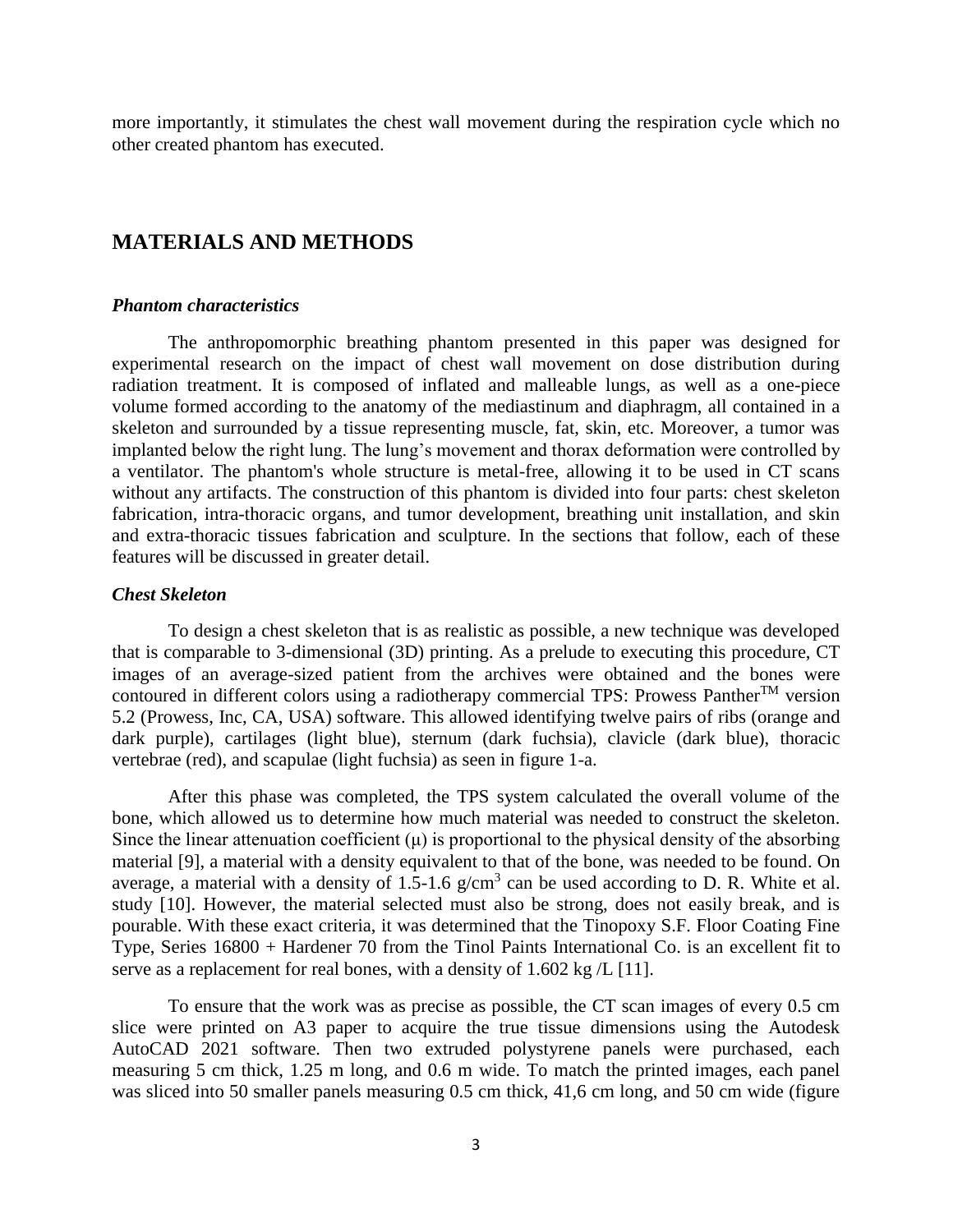more importantly, it stimulates the chest wall movement during the respiration cycle which no other created phantom has executed.

## MATERIALS AND METHODS

### *Phantom characteristics*

The anthropomorphic breathing phantom presented in this paper was designed for experimental research on the impact of chest wall movement on dose distribution during radiation treatment. It is composed of inflated and malleable lungs, as well as a one-piece volume formed according to the anatomy of the mediastinum and diaphragm, all contained in a skeleton and surrounded by a tissue representing muscle, fat, skin, etc. Moreover, a tumor was implanted below the right lung. The lung's movement and thorax deformation were controlled by a ventilator. The phantom's whole structure is metal-free, allowing it to be used in CT scans without any artifacts. The construction of this phantom is divided into four parts: chest skeleton fabrication, intra-thoracic organs, and tumor development, breathing unit installation, and skin and extra-thoracic tissues fabrication and sculpture. In the sections that follow, each of these features will be discussed in greater detail.

### *Chest Skeleton*

To design a chest skeleton that is as realistic as possible, a new technique was developed that is comparable to 3-dimensional (3D) printing. As a prelude to executing this procedure, CT images of an average-sized patient from the archives were obtained and the bones were contoured in different colors using a radiotherapy commercial TPS: Prowess Panther$^{TM}$ version 5.2 (Prowess, Inc, CA, USA) software. This allowed identifying twelve pairs of ribs (orange and dark purple), cartilages (light blue), sternum (dark fuchsia), clavicle (dark blue), thoracic vertebrae (red), and scapulae (light fuchsia) as seen in figure 1-a.

After this phase was completed, the TPS system calculated the overall volume of the bone, which allowed us to determine how much material was needed to construct the skeleton. Since the linear attenuation coefficient ($\mu$) is proportional to the physical density of the absorbing material [9], a material with a density equivalent to that of the bone, was needed to be found. On average, a material with a density of 1.5-1.6 $g/cm^3$ can be used according to D. R. White et al. study [10]. However, the material selected must also be strong, does not easily break, and is pourable. With these exact criteria, it was determined that the Tinopoxy S.F. Floor Coating Fine Type, Series 16800 + Hardener 70 from the Tinol Paints International Co. is an excellent fit to serve as a replacement for real bones, with a density of 1.602 kg /L [11].

To ensure that the work was as precise as possible, the CT scan images of every 0.5 cm slice were printed on A3 paper to acquire the true tissue dimensions using the Autodesk AutoCAD 2021 software. Then two extruded polystyrene panels were purchased, each measuring 5 cm thick, 1.25 m long, and 0.6 m wide. To match the printed images, each panel was sliced into 50 smaller panels measuring 0.5 cm thick, 41,6 cm long, and 50 cm wide (figure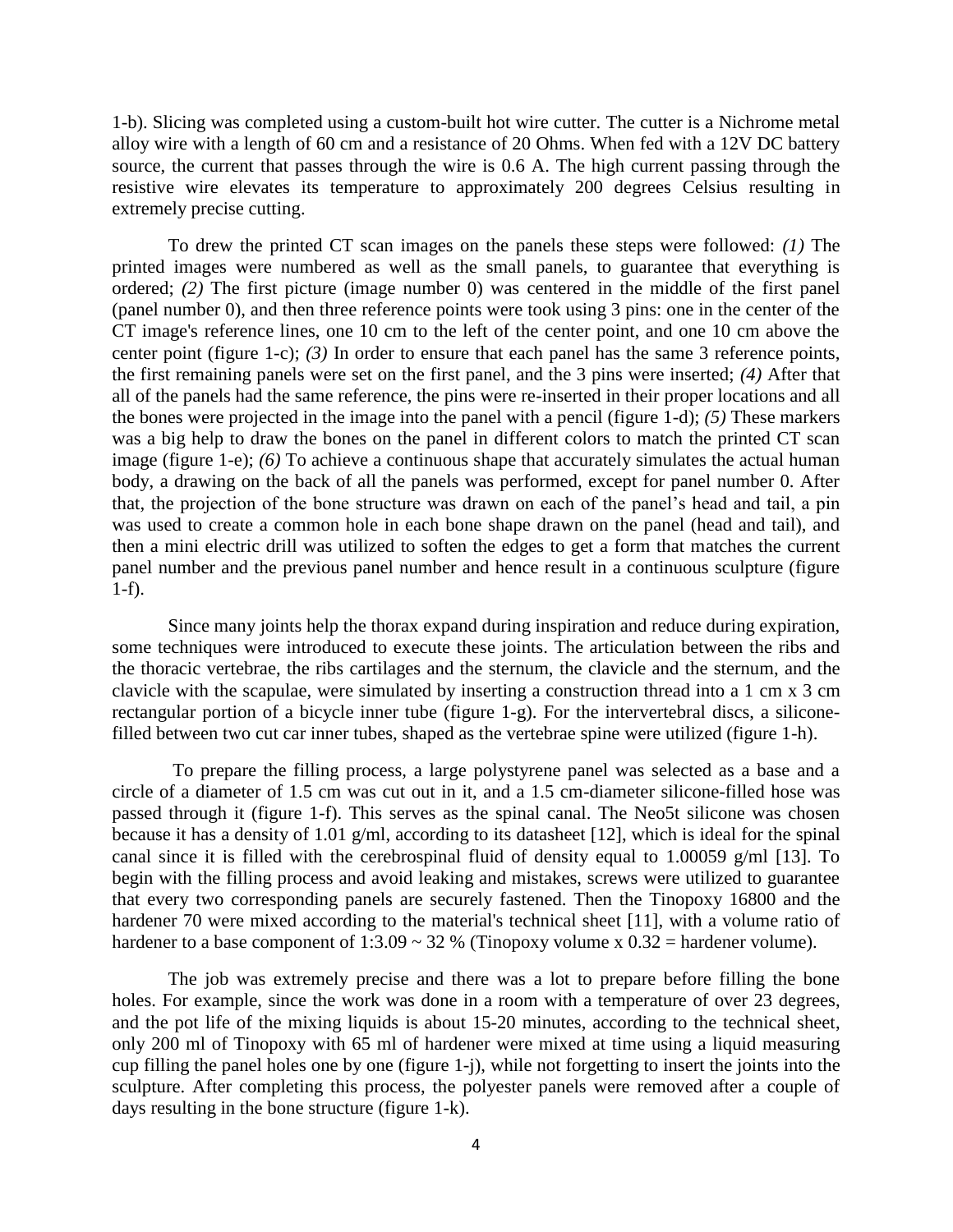1-b). Slicing was completed using a custom-built hot wire cutter. The cutter is a Nichrome metal alloy wire with a length of 60 cm and a resistance of 20 Ohms. When fed with a 12V DC battery source, the current that passes through the wire is 0.6 A. The high current passing through the resistive wire elevates its temperature to approximately 200 degrees Celsius resulting in extremely precise cutting.

To drew the printed CT scan images on the panels these steps were followed: *(1)* The printed images were numbered as well as the small panels, to guarantee that everything is ordered; *(2)* The first picture (image number 0) was centered in the middle of the first panel (panel number 0), and then three reference points were took using 3 pins: one in the center of the CT image's reference lines, one 10 cm to the left of the center point, and one 10 cm above the center point (figure 1-c); *(3)* In order to ensure that each panel has the same 3 reference points, the first remaining panels were set on the first panel, and the 3 pins were inserted; *(4)* After that all of the panels had the same reference, the pins were re-inserted in their proper locations and all the bones were projected in the image into the panel with a pencil (figure 1-d); *(5)* These markers was a big help to draw the bones on the panel in different colors to match the printed CT scan image (figure 1-e); *(6)* To achieve a continuous shape that accurately simulates the actual human body, a drawing on the back of all the panels was performed, except for panel number 0. After that, the projection of the bone structure was drawn on each of the panel's head and tail, a pin was used to create a common hole in each bone shape drawn on the panel (head and tail), and then a mini electric drill was utilized to soften the edges to get a form that matches the current panel number and the previous panel number and hence result in a continuous sculpture (figure 1-f).

Since many joints help the thorax expand during inspiration and reduce during expiration, some techniques were introduced to execute these joints. The articulation between the ribs and the thoracic vertebrae, the ribs cartilages and the sternum, the clavicle and the sternum, and the clavicle with the scapulae, were simulated by inserting a construction thread into a 1 cm x 3 cm rectangular portion of a bicycle inner tube (figure 1-g). For the intervertebral discs, a silicone-filled between two cut car inner tubes, shaped as the vertebrae spine were utilized (figure 1-h).

To prepare the filling process, a large polystyrene panel was selected as a base and a circle of a diameter of 1.5 cm was cut out in it, and a 1.5 cm-diameter silicone-filled hose was passed through it (figure 1-f). This serves as the spinal canal. The Neo5t silicone was chosen because it has a density of 1.01 g/ml, according to its datasheet [12], which is ideal for the spinal canal since it is filled with the cerebrospinal fluid of density equal to 1.00059 g/ml [13]. To begin with the filling process and avoid leaking and mistakes, screws were utilized to guarantee that every two corresponding panels are securely fastened. Then the Tinopoxy 16800 and the hardener 70 were mixed according to the material's technical sheet [11], with a volume ratio of hardener to a base component of 1:3.09 ~ 32 % (Tinopoxy volume x 0.32 = hardener volume).

The job was extremely precise and there was a lot to prepare before filling the bone holes. For example, since the work was done in a room with a temperature of over 23 degrees, and the pot life of the mixing liquids is about 15-20 minutes, according to the technical sheet, only 200 ml of Tinopoxy with 65 ml of hardener were mixed at time using a liquid measuring cup filling the panel holes one by one (figure 1-j), while not forgetting to insert the joints into the sculpture. After completing this process, the polyester panels were removed after a couple of days resulting in the bone structure (figure 1-k).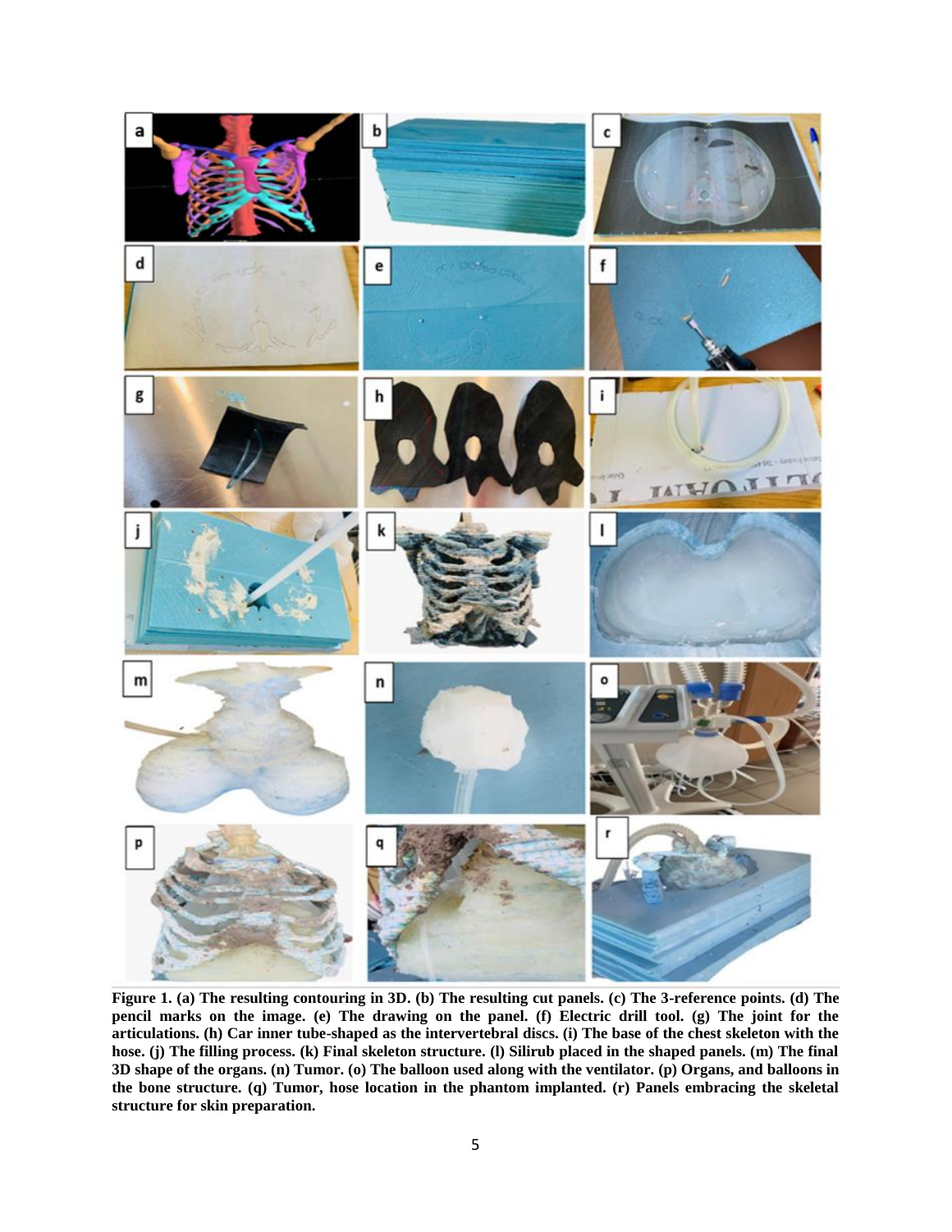**Figure 1. (a) The resulting contouring in 3D. (b) The resulting cut panels. (c) The 3-reference points. (d) The pencil marks on the image. (e) The drawing on the panel. (f) Electric drill tool. (g) The joint for the articulations. (h) Car inner tube-shaped as the intervertebral discs. (i) The base of the chest skeleton with the hose. (j) The filling process. (k) Final skeleton structure. (l) Silirub placed in the shaped panels. (m) The final 3D shape of the organs. (n) Tumor. (o) The balloon used along with the ventilator. (p) Organs, and balloons in the bone structure. (q) Tumor, hose location in the phantom implanted. (r) Panels embracing the skeletal structure for skin preparation.**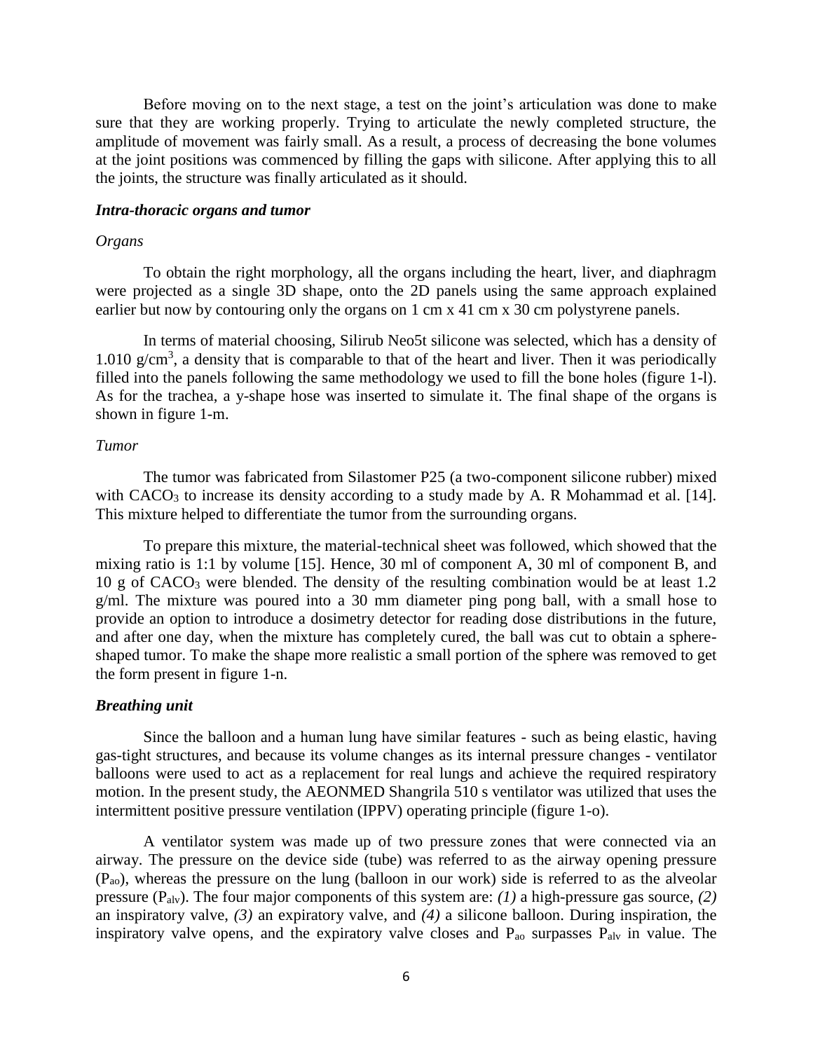Before moving on to the next stage, a test on the joint's articulation was done to make sure that they are working properly. Trying to articulate the newly completed structure, the amplitude of movement was fairly small. As a result, a process of decreasing the bone volumes at the joint positions was commenced by filling the gaps with silicone. After applying this to all the joints, the structure was finally articulated as it should.

### *Intra-thoracic organs and tumor*

#### *Organs*

To obtain the right morphology, all the organs including the heart, liver, and diaphragm were projected as a single 3D shape, onto the 2D panels using the same approach explained earlier but now by contouring only the organs on 1 cm x 41 cm x 30 cm polystyrene panels.

In terms of material choosing, Silirub Neo5t silicone was selected, which has a density of 1.010 $g/cm^3$, a density that is comparable to that of the heart and liver. Then it was periodically filled into the panels following the same methodology we used to fill the bone holes (figure 1-l). As for the trachea, a y-shape hose was inserted to simulate it. The final shape of the organs is shown in figure 1-m.

#### *Tumor*

The tumor was fabricated from Silastomer P25 (a two-component silicone rubber) mixed with $CACO_3$ to increase its density according to a study made by A. R Mohammad et al. [14]. This mixture helped to differentiate the tumor from the surrounding organs.

To prepare this mixture, the material-technical sheet was followed, which showed that the mixing ratio is 1:1 by volume [15]. Hence, 30 ml of component A, 30 ml of component B, and 10 g of $CACO_3$ were blended. The density of the resulting combination would be at least 1.2 g/ml. The mixture was poured into a 30 mm diameter ping pong ball, with a small hose to provide an option to introduce a dosimetry detector for reading dose distributions in the future, and after one day, when the mixture has completely cured, the ball was cut to obtain a sphere-shaped tumor. To make the shape more realistic a small portion of the sphere was removed to get the form present in figure 1-n.

### *Breathing unit*

Since the balloon and a human lung have similar features - such as being elastic, having gas-tight structures, and because its volume changes as its internal pressure changes - ventilator balloons were used to act as a replacement for real lungs and achieve the required respiratory motion. In the present study, the AEONMED Shangrila 510 s ventilator was utilized that uses the intermittent positive pressure ventilation (IPPV) operating principle (figure 1-o).

A ventilator system was made up of two pressure zones that were connected via an airway. The pressure on the device side (tube) was referred to as the airway opening pressure ($P_{ao}$), whereas the pressure on the lung (balloon in our work) side is referred to as the alveolar pressure ($P_{alv}$). The four major components of this system are: *(1)* a high-pressure gas source, *(2)* an inspiratory valve, *(3)* an expiratory valve, and *(4)* a silicone balloon. During inspiration, the inspiratory valve opens, and the expiratory valve closes and $P_{ao}$ surpasses $P_{alv}$ in value. The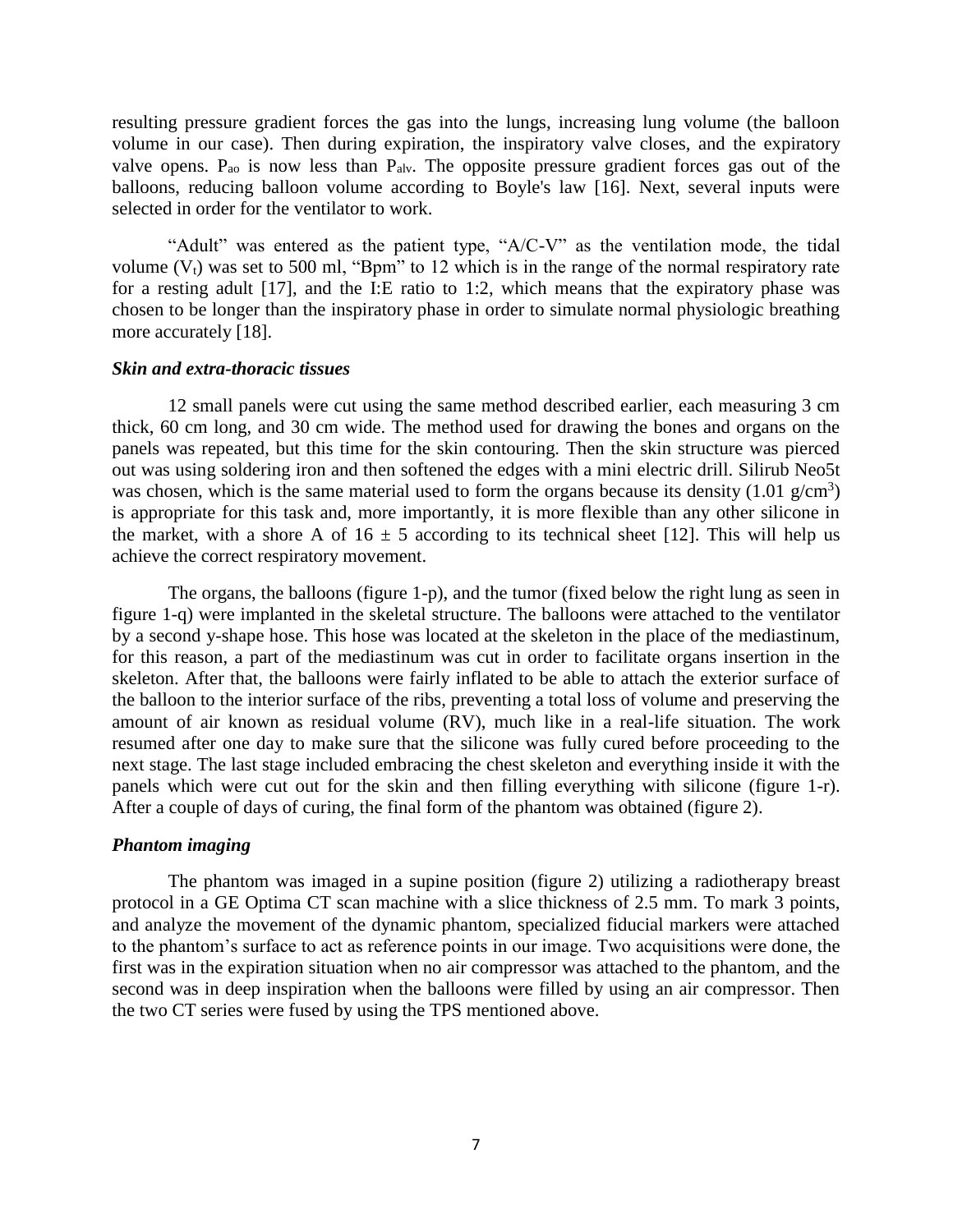resulting pressure gradient forces the gas into the lungs, increasing lung volume (the balloon volume in our case). Then during expiration, the inspiratory valve closes, and the expiratory valve opens. $P_{ao}$ is now less than $P_{alv}$. The opposite pressure gradient forces gas out of the balloons, reducing balloon volume according to Boyle's law [16]. Next, several inputs were selected in order for the ventilator to work.

"Adult" was entered as the patient type, "A/C-V" as the ventilation mode, the tidal volume ($V_t$) was set to 500 ml, "Bpm" to 12 which is in the range of the normal respiratory rate for a resting adult [17], and the I:E ratio to 1:2, which means that the expiratory phase was chosen to be longer than the inspiratory phase in order to simulate normal physiologic breathing more accurately [18].

### *Skin and extra-thoracic tissues*

12 small panels were cut using the same method described earlier, each measuring 3 cm thick, 60 cm long, and 30 cm wide. The method used for drawing the bones and organs on the panels was repeated, but this time for the skin contouring. Then the skin structure was pierced out was using soldering iron and then softened the edges with a mini electric drill. Silirub Neo5t was chosen, which is the same material used to form the organs because its density (1.01 g/cm$^3$) is appropriate for this task and, more importantly, it is more flexible than any other silicone in the market, with a shore A of $16 \pm 5$ according to its technical sheet [12]. This will help us achieve the correct respiratory movement.

The organs, the balloons (figure 1-p), and the tumor (fixed below the right lung as seen in figure 1-q) were implanted in the skeletal structure. The balloons were attached to the ventilator by a second y-shape hose. This hose was located at the skeleton in the place of the mediastinum, for this reason, a part of the mediastinum was cut in order to facilitate organs insertion in the skeleton. After that, the balloons were fairly inflated to be able to attach the exterior surface of the balloon to the interior surface of the ribs, preventing a total loss of volume and preserving the amount of air known as residual volume (RV), much like in a real-life situation. The work resumed after one day to make sure that the silicone was fully cured before proceeding to the next stage. The last stage included embracing the chest skeleton and everything inside it with the panels which were cut out for the skin and then filling everything with silicone (figure 1-r). After a couple of days of curing, the final form of the phantom was obtained (figure 2).

### *Phantom imaging*

The phantom was imaged in a supine position (figure 2) utilizing a radiotherapy breast protocol in a GE Optima CT scan machine with a slice thickness of 2.5 mm. To mark 3 points, and analyze the movement of the dynamic phantom, specialized fiducial markers were attached to the phantom's surface to act as reference points in our image. Two acquisitions were done, the first was in the expiration situation when no air compressor was attached to the phantom, and the second was in deep inspiration when the balloons were filled by using an air compressor. Then the two CT series were fused by using the TPS mentioned above.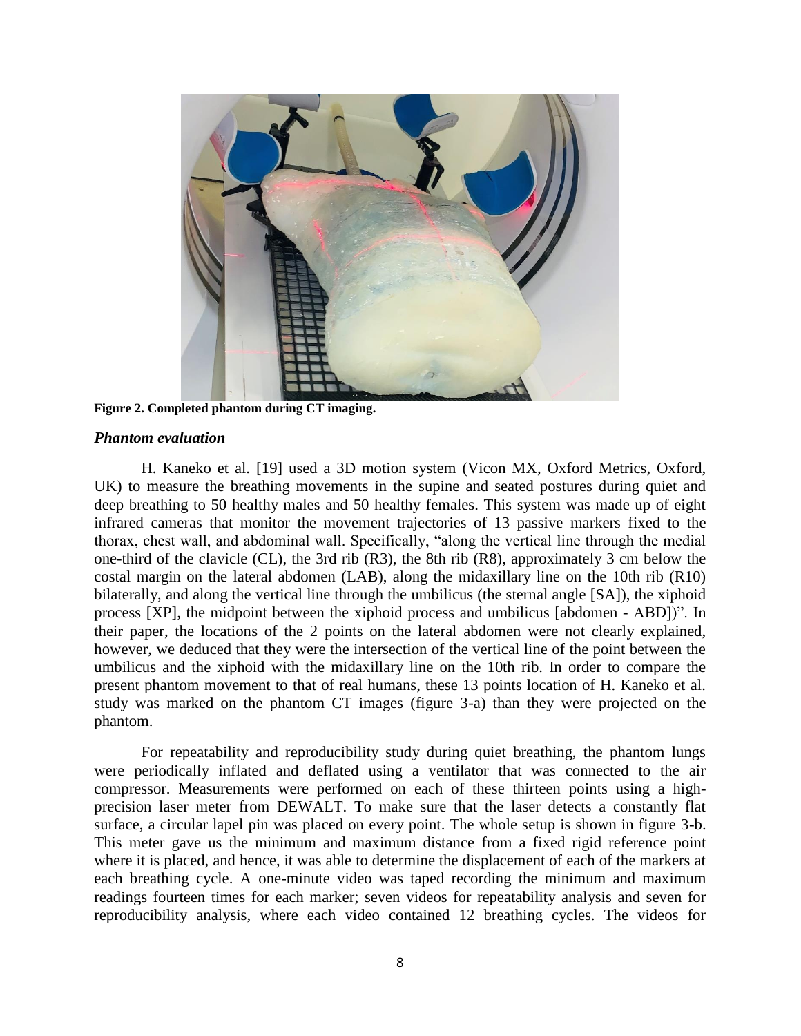**Figure 2. Completed phantom during CT imaging.**

### *Phantom evaluation*

H. Kaneko et al. [19] used a 3D motion system (Vicon MX, Oxford Metrics, Oxford, UK) to measure the breathing movements in the supine and seated postures during quiet and deep breathing to 50 healthy males and 50 healthy females. This system was made up of eight infrared cameras that monitor the movement trajectories of 13 passive markers fixed to the thorax, chest wall, and abdominal wall. Specifically, "along the vertical line through the medial one-third of the clavicle (CL), the 3rd rib (R3), the 8th rib (R8), approximately 3 cm below the costal margin on the lateral abdomen (LAB), along the midaxillary line on the 10th rib (R10) bilaterally, and along the vertical line through the umbilicus (the sternal angle [SA]), the xiphoid process [XP], the midpoint between the xiphoid process and umbilicus [abdomen - ABD])". In their paper, the locations of the 2 points on the lateral abdomen were not clearly explained, however, we deduced that they were the intersection of the vertical line of the point between the umbilicus and the xiphoid with the midaxillary line on the 10th rib. In order to compare the present phantom movement to that of real humans, these 13 points location of H. Kaneko et al. study was marked on the phantom CT images (figure 3-a) than they were projected on the phantom.

For repeatability and reproducibility study during quiet breathing, the phantom lungs were periodically inflated and deflated using a ventilator that was connected to the air compressor. Measurements were performed on each of these thirteen points using a high-precision laser meter from DEWALT. To make sure that the laser detects a constantly flat surface, a circular lapel pin was placed on every point. The whole setup is shown in figure 3-b. This meter gave us the minimum and maximum distance from a fixed rigid reference point where it is placed, and hence, it was able to determine the displacement of each of the markers at each breathing cycle. A one-minute video was taped recording the minimum and maximum readings fourteen times for each marker; seven videos for repeatability analysis and seven for reproducibility analysis, where each video contained 12 breathing cycles. The videos for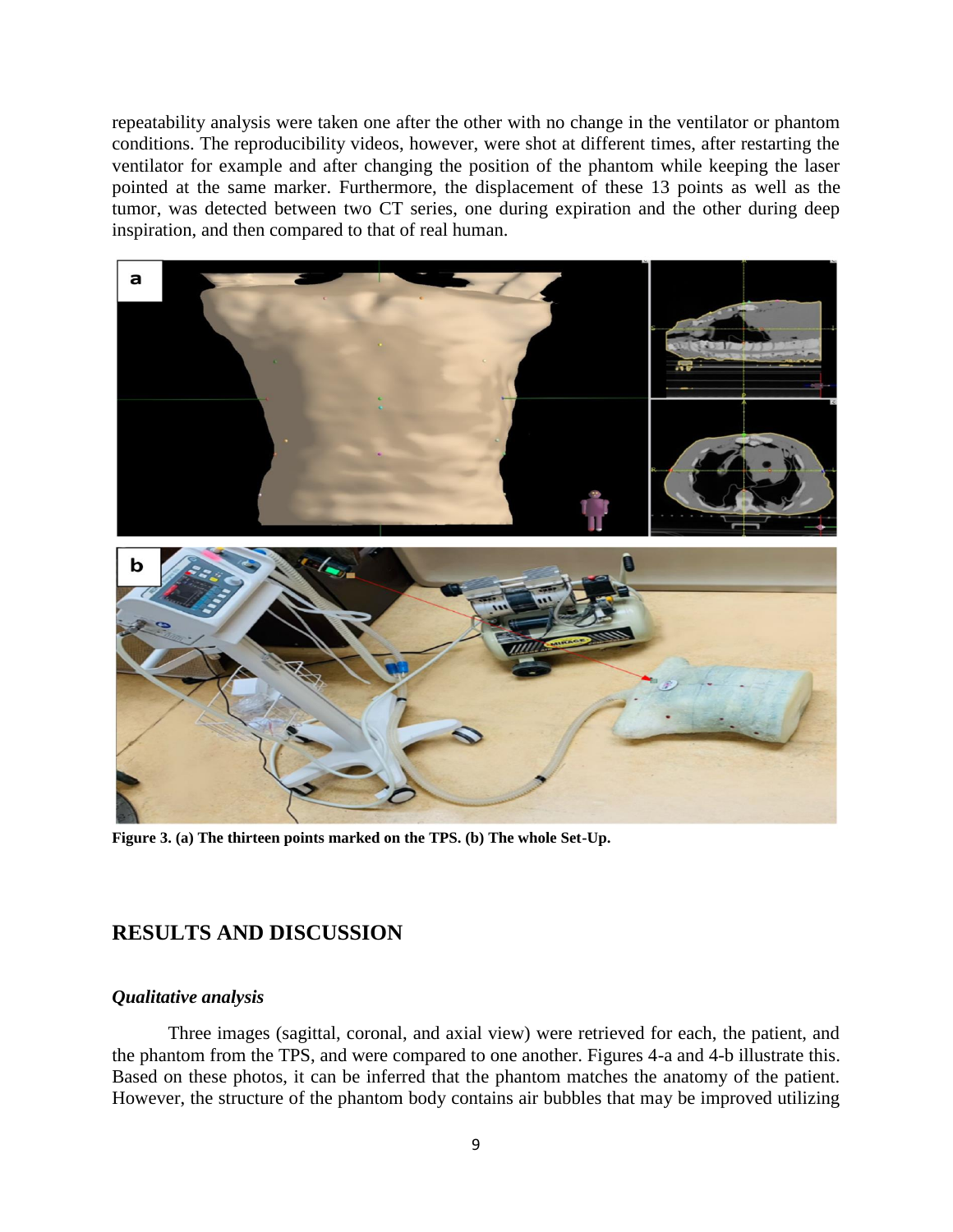repeatability analysis were taken one after the other with no change in the ventilator or phantom conditions. The reproducibility videos, however, were shot at different times, after restarting the ventilator for example and after changing the position of the phantom while keeping the laser pointed at the same marker. Furthermore, the displacement of these 13 points as well as the tumor, was detected between two CT series, one during expiration and the other during deep inspiration, and then compared to that of real human.

**Figure 3. (a) The thirteen points marked on the TPS. (b) The whole Set-Up.**

## RESULTS AND DISCUSSION

### *Qualitative analysis*

Three images (sagittal, coronal, and axial view) were retrieved for each, the patient, and the phantom from the TPS, and were compared to one another. Figures 4-a and 4-b illustrate this. Based on these photos, it can be inferred that the phantom matches the anatomy of the patient. However, the structure of the phantom body contains air bubbles that may be improved utilizing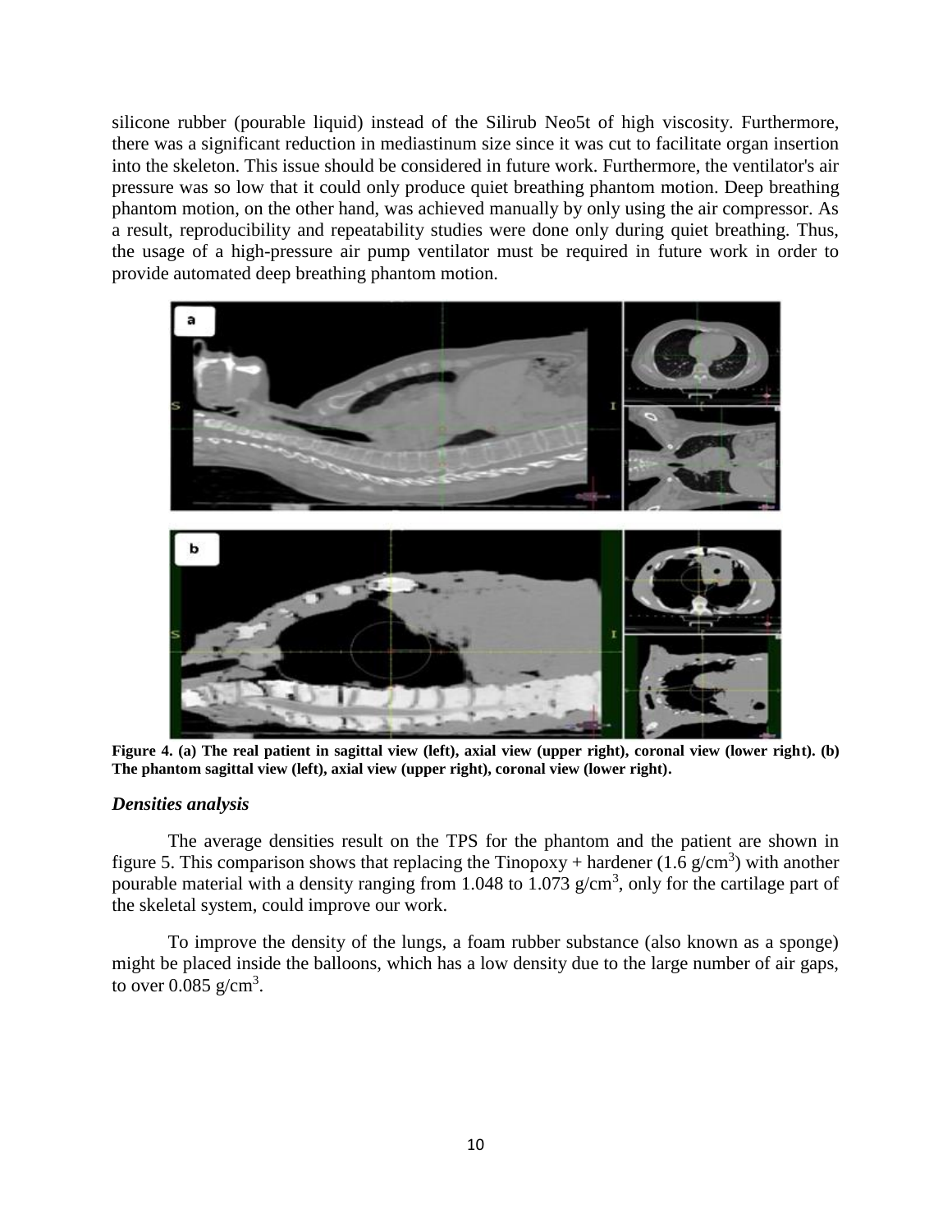silicone rubber (pourable liquid) instead of the Silirub Neo5t of high viscosity. Furthermore, there was a significant reduction in mediastinum size since it was cut to facilitate organ insertion into the skeleton. This issue should be considered in future work. Furthermore, the ventilator's air pressure was so low that it could only produce quiet breathing phantom motion. Deep breathing phantom motion, on the other hand, was achieved manually by only using the air compressor. As a result, reproducibility and repeatability studies were done only during quiet breathing. Thus, the usage of a high-pressure air pump ventilator must be required in future work in order to provide automated deep breathing phantom motion.

**Figure 4. (a) The real patient in sagittal view (left), axial view (upper right), coronal view (lower right). (b) The phantom sagittal view (left), axial view (upper right), coronal view (lower right).**

### *Densities analysis*

The average densities result on the TPS for the phantom and the patient are shown in figure 5. This comparison shows that replacing the Tinopoxy + hardener (1.6 g/cm$^3$) with another pourable material with a density ranging from 1.048 to 1.073 g/cm$^3$, only for the cartilage part of the skeletal system, could improve our work.

To improve the density of the lungs, a foam rubber substance (also known as a sponge) might be placed inside the balloons, which has a low density due to the large number of air gaps, to over 0.085 g/cm$^3$.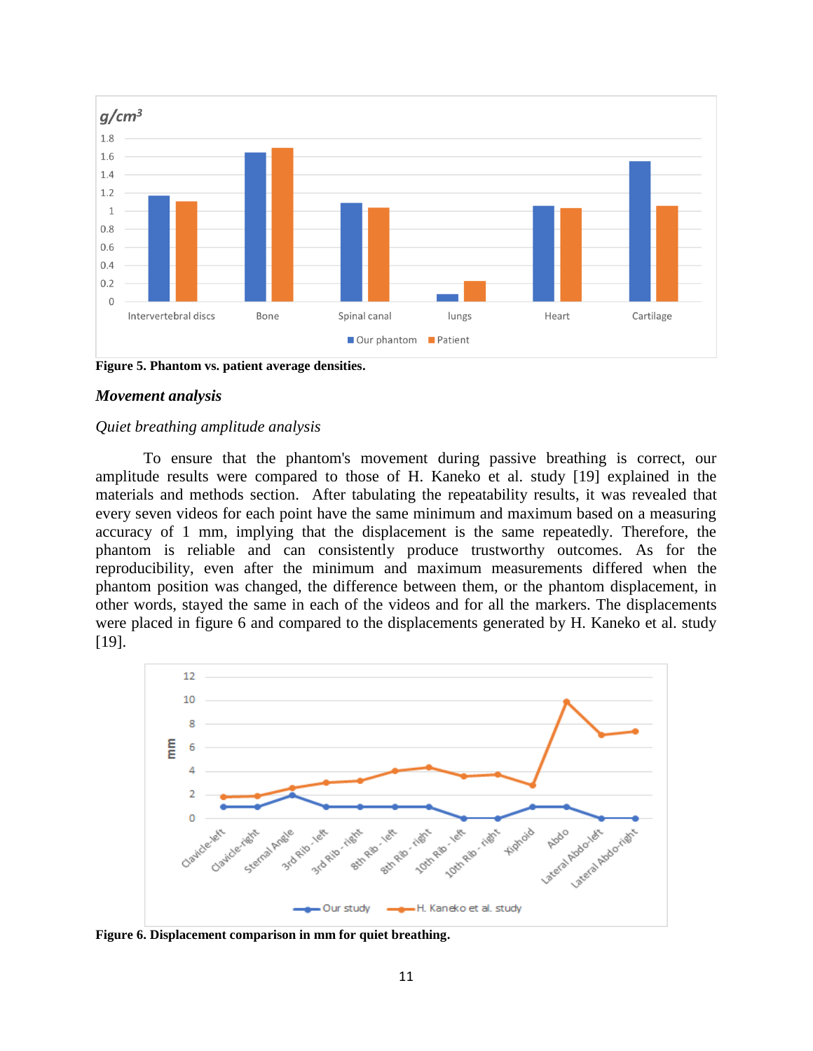**Figure 5. Phantom vs. patient average densities.**

### *Movement analysis*

*Quiet breathing amplitude analysis*

To ensure that the phantom's movement during passive breathing is correct, our amplitude results were compared to those of H. Kaneko et al. study [19] explained in the materials and methods section. After tabulating the repeatability results, it was revealed that every seven videos for each point have the same minimum and maximum based on a measuring accuracy of 1 mm, implying that the displacement is the same repeatedly. Therefore, the phantom is reliable and can consistently produce trustworthy outcomes. As for the reproducibility, even after the minimum and maximum measurements differed when the phantom position was changed, the difference between them, or the phantom displacement, in other words, stayed the same in each of the videos and for all the markers. The displacements were placed in figure 6 and compared to the displacements generated by H. Kaneko et al. study [19].

**Figure 6. Displacement comparison in mm for quiet breathing.**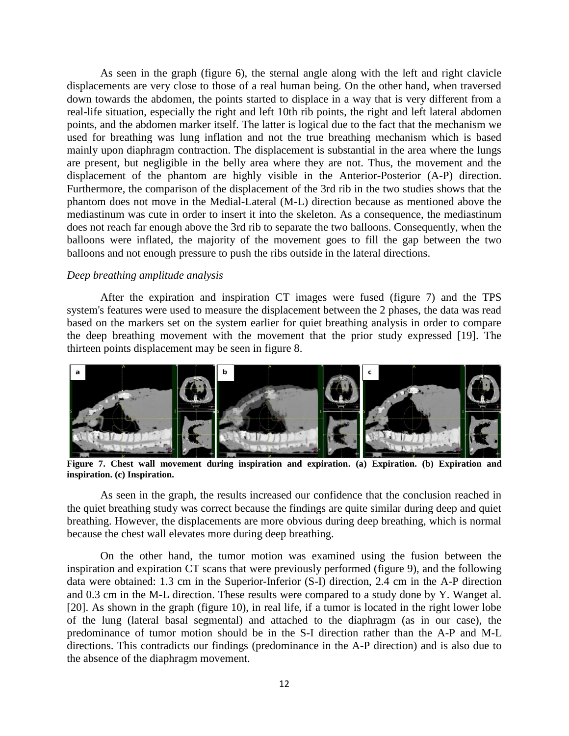As seen in the graph (figure 6), the sternal angle along with the left and right clavicle displacements are very close to those of a real human being. On the other hand, when traversed down towards the abdomen, the points started to displace in a way that is very different from a real-life situation, especially the right and left 10th rib points, the right and left lateral abdomen points, and the abdomen marker itself. The latter is logical due to the fact that the mechanism we used for breathing was lung inflation and not the true breathing mechanism which is based mainly upon diaphragm contraction. The displacement is substantial in the area where the lungs are present, but negligible in the belly area where they are not. Thus, the movement and the displacement of the phantom are highly visible in the Anterior-Posterior (A-P) direction. Furthermore, the comparison of the displacement of the 3rd rib in the two studies shows that the phantom does not move in the Medial-Lateral (M-L) direction because as mentioned above the mediastinum was cute in order to insert it into the skeleton. As a consequence, the mediastinum does not reach far enough above the 3rd rib to separate the two balloons. Consequently, when the balloons were inflated, the majority of the movement goes to fill the gap between the two balloons and not enough pressure to push the ribs outside in the lateral directions.

*Deep breathing amplitude analysis*

After the expiration and inspiration CT images were fused (figure 7) and the TPS system's features were used to measure the displacement between the 2 phases, the data was read based on the markers set on the system earlier for quiet breathing analysis in order to compare the deep breathing movement with the movement that the prior study expressed [19]. The thirteen points displacement may be seen in figure 8.

**Figure 7. Chest wall movement during inspiration and expiration. (a) Expiration. (b) Expiration and inspiration. (c) Inspiration.**

As seen in the graph, the results increased our confidence that the conclusion reached in the quiet breathing study was correct because the findings are quite similar during deep and quiet breathing. However, the displacements are more obvious during deep breathing, which is normal because the chest wall elevates more during deep breathing.

On the other hand, the tumor motion was examined using the fusion between the inspiration and expiration CT scans that were previously performed (figure 9), and the following data were obtained: 1.3 cm in the Superior-Inferior (S-I) direction, 2.4 cm in the A-P direction and 0.3 cm in the M-L direction. These results were compared to a study done by Y. Wanget al. [20]. As shown in the graph (figure 10), in real life, if a tumor is located in the right lower lobe of the lung (lateral basal segmental) and attached to the diaphragm (as in our case), the predominance of tumor motion should be in the S-I direction rather than the A-P and M-L directions. This contradicts our findings (predominance in the A-P direction) and is also due to the absence of the diaphragm movement.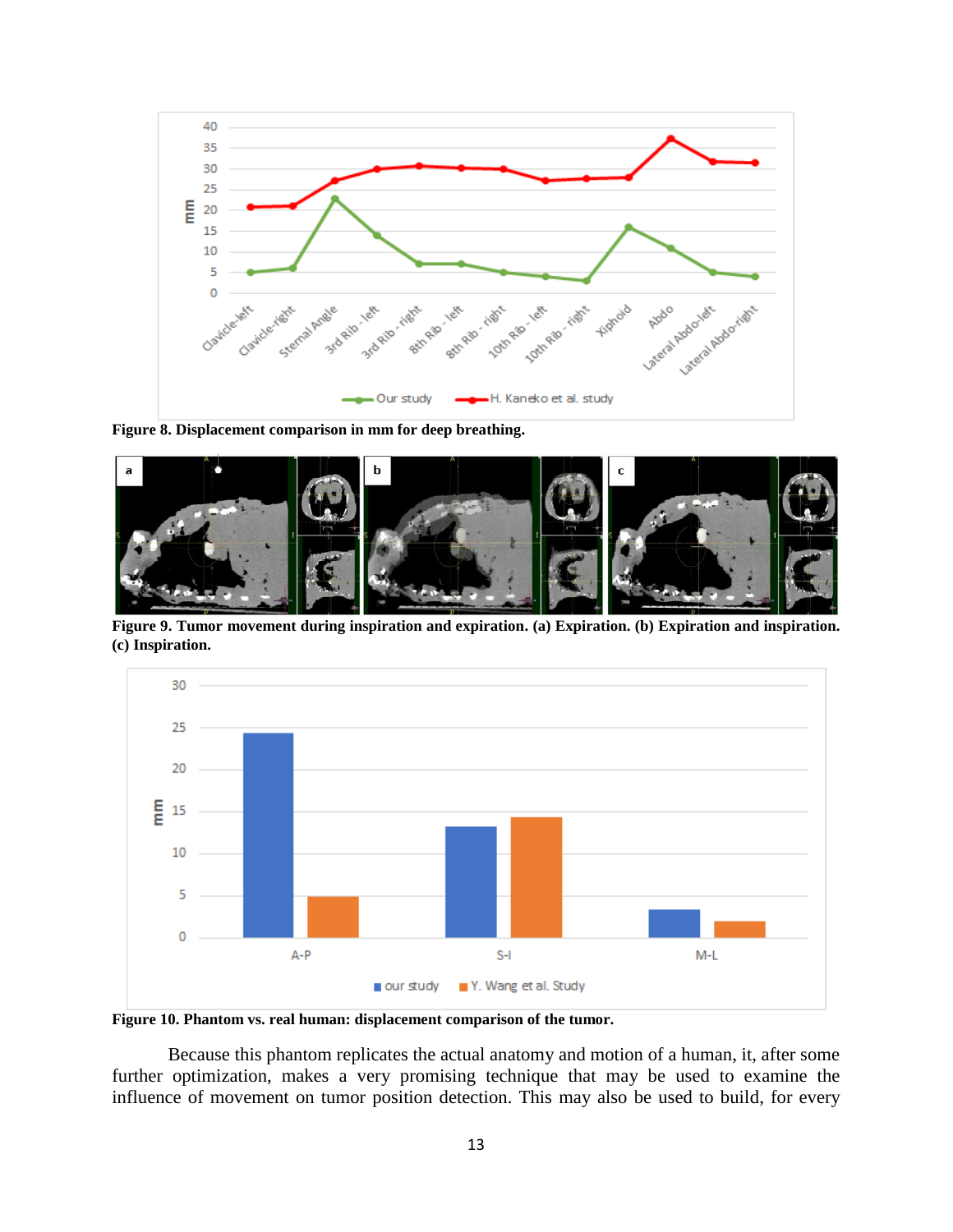**Figure 8. Displacement comparison in mm for deep breathing.**

**Figure 9. Tumor movement during inspiration and expiration. (a) Expiration. (b) Expiration and inspiration. (c) Inspiration.**

**Figure 10. Phantom vs. real human: displacement comparison of the tumor.**

Because this phantom replicates the actual anatomy and motion of a human, it, after some further optimization, makes a very promising technique that may be used to examine the influence of movement on tumor position detection. This may also be used to build, for every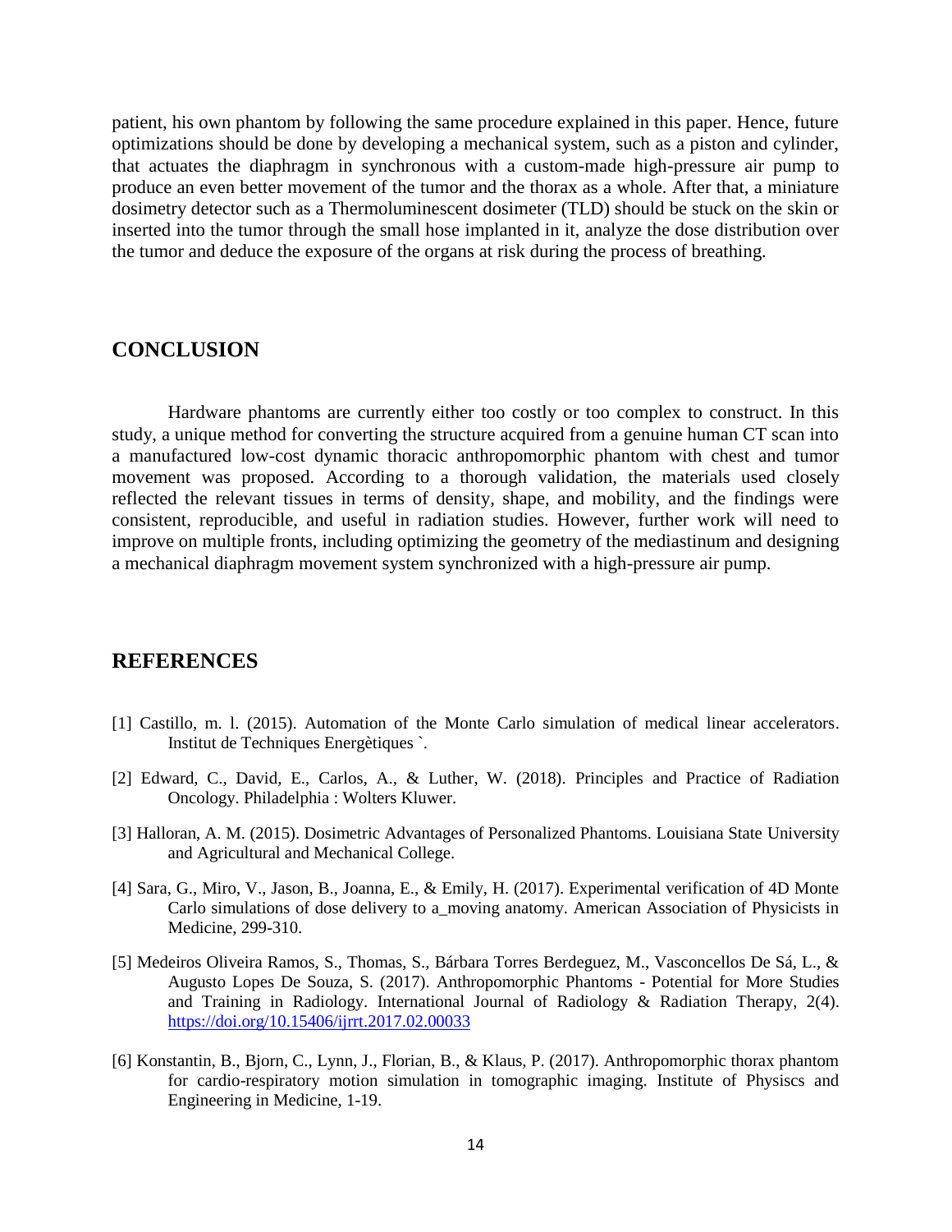patient, his own phantom by following the same procedure explained in this paper. Hence, future optimizations should be done by developing a mechanical system, such as a piston and cylinder, that actuates the diaphragm in synchronous with a custom-made high-pressure air pump to produce an even better movement of the tumor and the thorax as a whole. After that, a miniature dosimetry detector such as a Thermoluminescent dosimeter (TLD) should be stuck on the skin or inserted into the tumor through the small hose implanted in it, analyze the dose distribution over the tumor and deduce the exposure of the organs at risk during the process of breathing.

## CONCLUSION

Hardware phantoms are currently either too costly or too complex to construct. In this study, a unique method for converting the structure acquired from a genuine human CT scan into a manufactured low-cost dynamic thoracic anthropomorphic phantom with chest and tumor movement was proposed. According to a thorough validation, the materials used closely reflected the relevant tissues in terms of density, shape, and mobility, and the findings were consistent, reproducible, and useful in radiation studies. However, further work will need to improve on multiple fronts, including optimizing the geometry of the mediastinum and designing a mechanical diaphragm movement system synchronized with a high-pressure air pump.

## REFERENCES

[1] Castillo, m. l. (2015). Automation of the Monte Carlo simulation of medical linear accelerators. Institut de Techniques Energètiques `.

[2] Edward, C., David, E., Carlos, A., & Luther, W. (2018). Principles and Practice of Radiation Oncology. Philadelphia : Wolters Kluwer.

[3] Halloran, A. M. (2015). Dosimetric Advantages of Personalized Phantoms. Louisiana State University and Agricultural and Mechanical College.

[4] Sara, G., Miro, V., Jason, B., Joanna, E., & Emily, H. (2017). Experimental verification of 4D Monte Carlo simulations of dose delivery to a_moving anatomy. American Association of Physicists in Medicine, 299-310.

[5] Medeiros Oliveira Ramos, S., Thomas, S., Bárbara Torres Berdeguez, M., Vasconcellos De Sá, L., & Augusto Lopes De Souza, S. (2017). Anthropomorphic Phantoms - Potential for More Studies and Training in Radiology. International Journal of Radiology & Radiation Therapy, 2(4). https://doi.org/10.15406/ijrrt.2017.02.00033

[6] Konstantin, B., Bjorn, C., Lynn, J., Florian, B., & Klaus, P. (2017). Anthropomorphic thorax phantom for cardio-respiratory motion simulation in tomographic imaging. Institute of Physiscs and Engineering in Medicine, 1-19.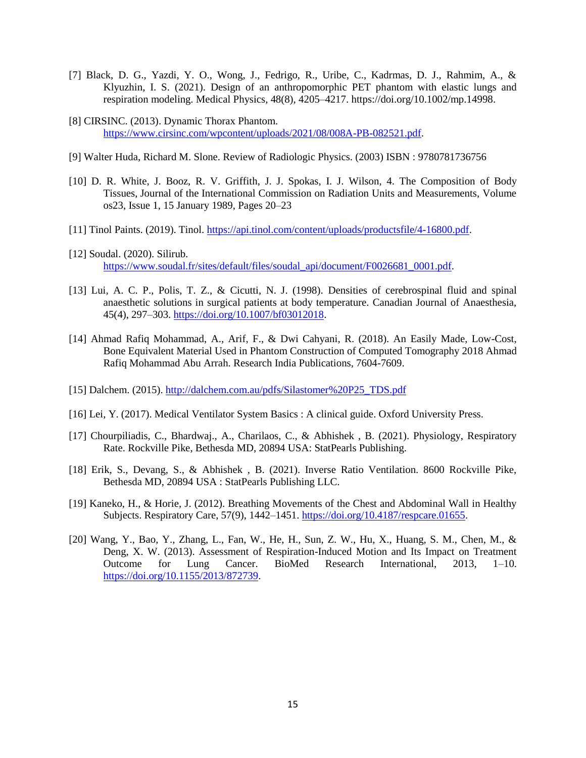[7] Black, D. G., Yazdi, Y. O., Wong, J., Fedrigo, R., Uribe, C., Kadrmas, D. J., Rahmim, A., & Klyuzhin, I. S. (2021). Design of an anthropomorphic PET phantom with elastic lungs and respiration modeling. Medical Physics, 48(8), 4205–4217. https://doi.org/10.1002/mp.14998.

[8] CIRSINC. (2013). Dynamic Thorax Phantom. https://www.cirsinc.com/wpcontent/uploads/2021/08/008A-PB-082521.pdf.

[9] Walter Huda, Richard M. Slone. Review of Radiologic Physics. (2003) ISBN : 9780781736756

[10] D. R. White, J. Booz, R. V. Griffith, J. J. Spokas, I. J. Wilson, 4. The Composition of Body Tissues, Journal of the International Commission on Radiation Units and Measurements, Volume os23, Issue 1, 15 January 1989, Pages 20–23

[11] Tinol Paints. (2019). Tinol. https://api.tinol.com/content/uploads/productsfile/4-16800.pdf.

[12] Soudal. (2020). Silirub. https://www.soudal.fr/sites/default/files/soudal_api/document/F0026681_0001.pdf.

[13] Lui, A. C. P., Polis, T. Z., & Cicutti, N. J. (1998). Densities of cerebrospinal fluid and spinal anaesthetic solutions in surgical patients at body temperature. Canadian Journal of Anaesthesia, 45(4), 297–303. https://doi.org/10.1007/bf03012018.

[14] Ahmad Rafiq Mohammad, A., Arif, F., & Dwi Cahyani, R. (2018). An Easily Made, Low-Cost, Bone Equivalent Material Used in Phantom Construction of Computed Tomography 2018 Ahmad Rafiq Mohammad Abu Arrah. Research India Publications, 7604-7609.

[15] Dalchem. (2015). http://dalchem.com.au/pdfs/Silastomer%20P25_TDS.pdf

[16] Lei, Y. (2017). Medical Ventilator System Basics : A clinical guide. Oxford University Press.

[17] Chourpiliadis, C., Bhardwaj., A., Charilaos, C., & Abhishek , B. (2021). Physiology, Respiratory Rate. Rockville Pike, Bethesda MD, 20894 USA: StatPearls Publishing.

[18] Erik, S., Devang, S., & Abhishek , B. (2021). Inverse Ratio Ventilation. 8600 Rockville Pike, Bethesda MD, 20894 USA : StatPearls Publishing LLC.

[19] Kaneko, H., & Horie, J. (2012). Breathing Movements of the Chest and Abdominal Wall in Healthy Subjects. Respiratory Care, 57(9), 1442–1451. https://doi.org/10.4187/respcare.01655.

[20] Wang, Y., Bao, Y., Zhang, L., Fan, W., He, H., Sun, Z. W., Hu, X., Huang, S. M., Chen, M., & Deng, X. W. (2013). Assessment of Respiration-Induced Motion and Its Impact on Treatment Outcome for Lung Cancer. BioMed Research International, 2013, 1–10. https://doi.org/10.1155/2013/872739.